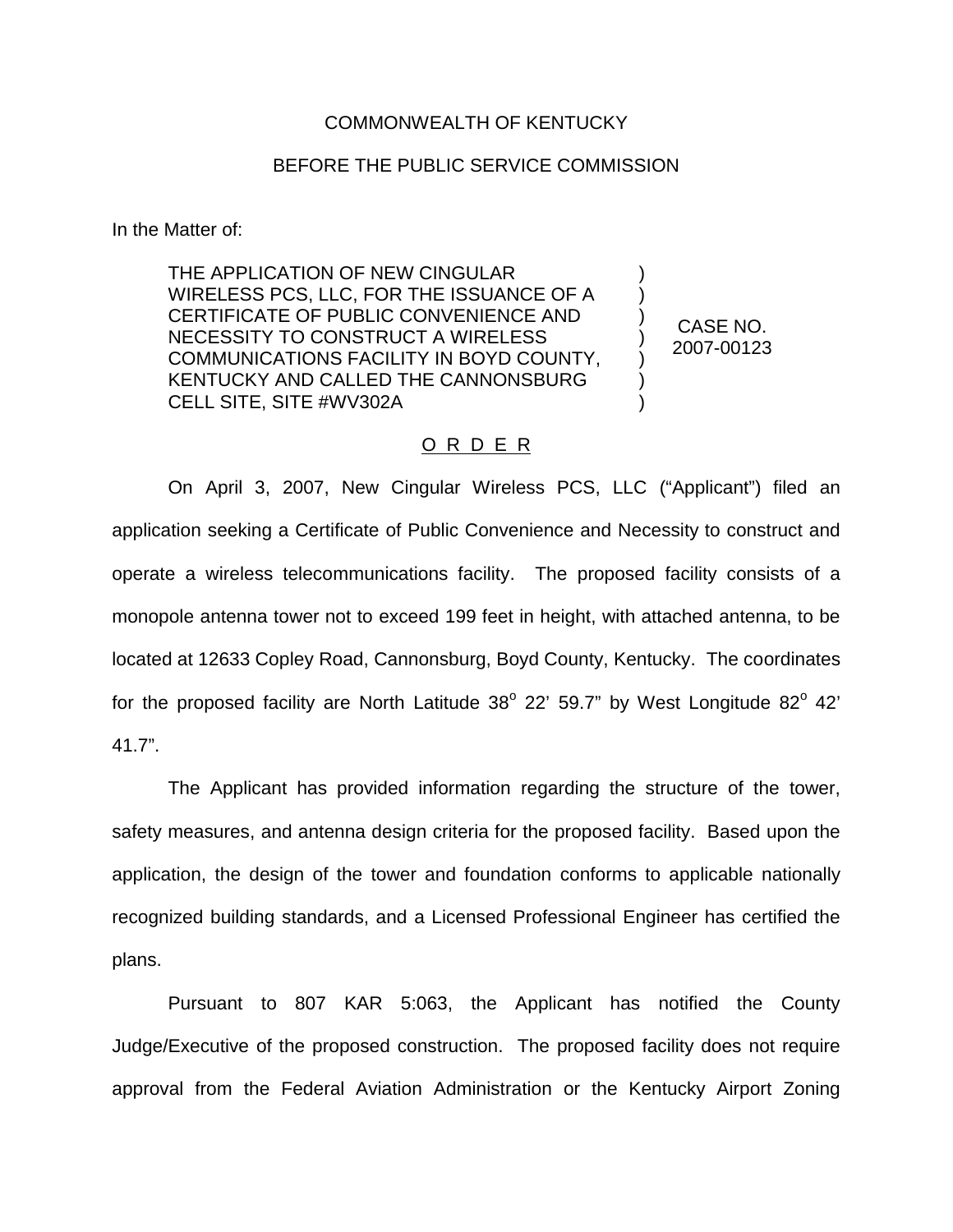COMMONWEALTH OF KENTUCKY

BEFORE THE PUBLIC SERVICE COMMISSION

In the Matter of:

| | | |
|---|---|---|
| THE APPLICATION OF NEW CINGULAR WIRELESS PCS, LLC, FOR THE ISSUANCE OF A CERTIFICATE OF PUBLIC CONVENIENCE AND NECESSITY TO CONSTRUCT A WIRELESS COMMUNICATIONS FACILITY IN BOYD COUNTY, KENTUCKY AND CALLED THE CANNONSBURG CELL SITE, SITE #WV302A | ) ) ) ) ) ) ) | CASE NO. 2007-00123 |

O R D E R

On April 3, 2007, New Cingular Wireless PCS, LLC ("Applicant") filed an application seeking a Certificate of Public Convenience and Necessity to construct and operate a wireless telecommunications facility. The proposed facility consists of a monopole antenna tower not to exceed 199 feet in height, with attached antenna, to be located at 12633 Copley Road, Cannonsburg, Boyd County, Kentucky. The coordinates for the proposed facility are North Latitude 38° 22' 59.7" by West Longitude 82° 42' 41.7".

The Applicant has provided information regarding the structure of the tower, safety measures, and antenna design criteria for the proposed facility. Based upon the application, the design of the tower and foundation conforms to applicable nationally recognized building standards, and a Licensed Professional Engineer has certified the plans.

Pursuant to 807 KAR 5:063, the Applicant has notified the County Judge/Executive of the proposed construction. The proposed facility does not require approval from the Federal Aviation Administration or the Kentucky Airport Zoning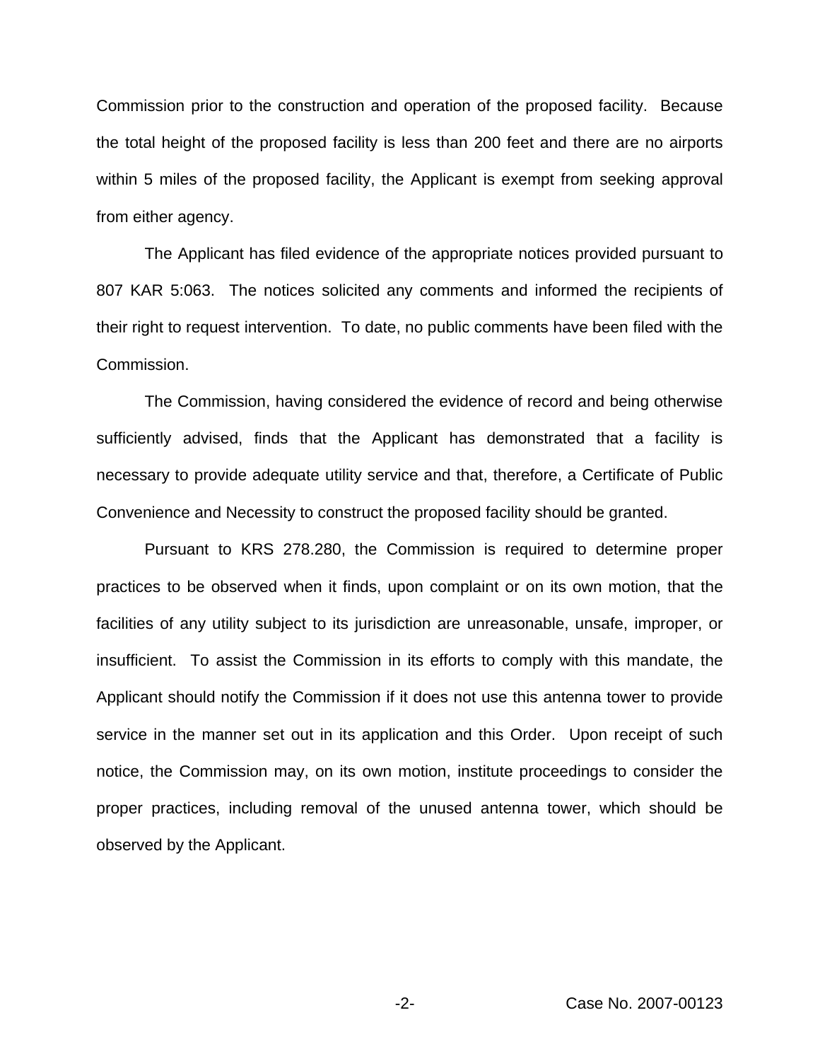Commission prior to the construction and operation of the proposed facility. Because the total height of the proposed facility is less than 200 feet and there are no airports within 5 miles of the proposed facility, the Applicant is exempt from seeking approval from either agency.

The Applicant has filed evidence of the appropriate notices provided pursuant to 807 KAR 5:063. The notices solicited any comments and informed the recipients of their right to request intervention. To date, no public comments have been filed with the Commission.

The Commission, having considered the evidence of record and being otherwise sufficiently advised, finds that the Applicant has demonstrated that a facility is necessary to provide adequate utility service and that, therefore, a Certificate of Public Convenience and Necessity to construct the proposed facility should be granted.

Pursuant to KRS 278.280, the Commission is required to determine proper practices to be observed when it finds, upon complaint or on its own motion, that the facilities of any utility subject to its jurisdiction are unreasonable, unsafe, improper, or insufficient. To assist the Commission in its efforts to comply with this mandate, the Applicant should notify the Commission if it does not use this antenna tower to provide service in the manner set out in its application and this Order. Upon receipt of such notice, the Commission may, on its own motion, institute proceedings to consider the proper practices, including removal of the unused antenna tower, which should be observed by the Applicant.

Case No. 2007-00123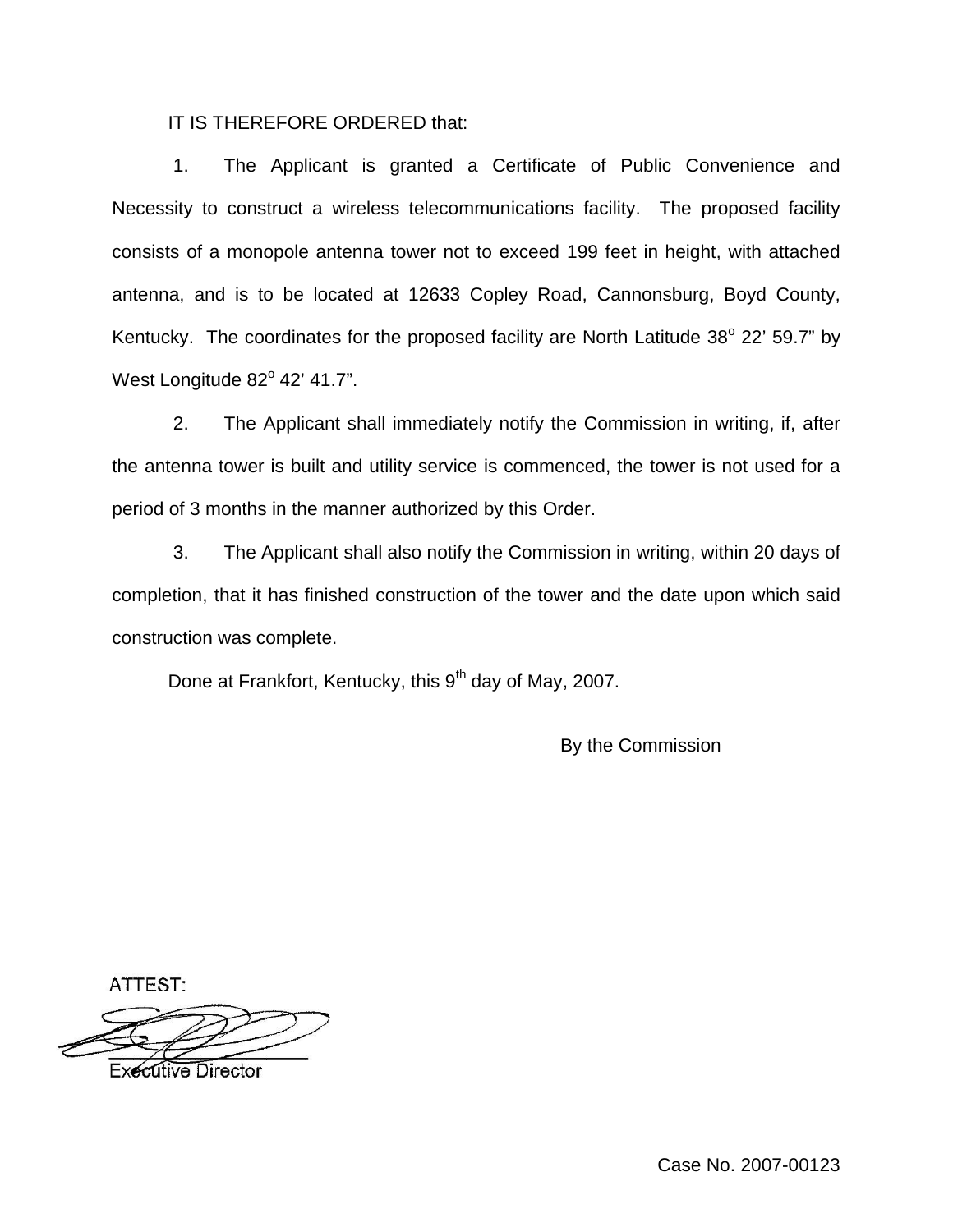IT IS THEREFORE ORDERED that:

1. The Applicant is granted a Certificate of Public Convenience and Necessity to construct a wireless telecommunications facility. The proposed facility consists of a monopole antenna tower not to exceed 199 feet in height, with attached antenna, and is to be located at 12633 Copley Road, Cannonsburg, Boyd County, Kentucky. The coordinates for the proposed facility are North Latitude 38° 22' 59.7" by West Longitude 82° 42' 41.7".

2. The Applicant shall immediately notify the Commission in writing, if, after the antenna tower is built and utility service is commenced, the tower is not used for a period of 3 months in the manner authorized by this Order.

3. The Applicant shall also notify the Commission in writing, within 20 days of completion, that it has finished construction of the tower and the date upon which said construction was complete.

Done at Frankfort, Kentucky, this 9th day of May, 2007.

By the Commission

ATTEST:

Executive Director

Case No. 2007-00123